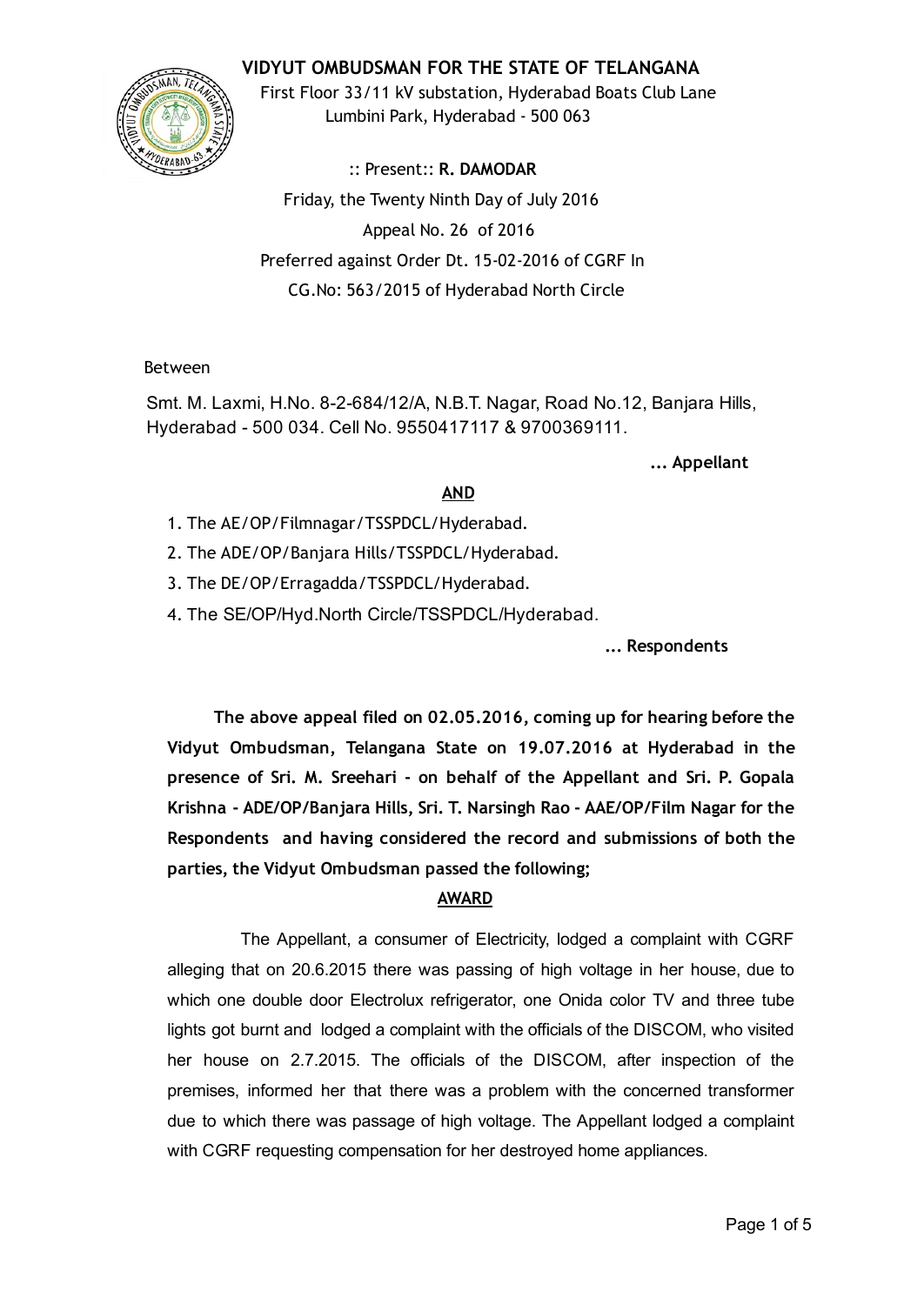# VIDYUT OMBUDSMAN FOR THE STATE OF TELANGANA

First Floor 33/11 kV substation, Hyderabad Boats Club Lane
Lumbini Park, Hyderabad - 500 063

:: Present:: **R. DAMODAR**

Friday, the Twenty Ninth Day of July 2016

Appeal No. 26 of 2016

Preferred against Order Dt. 15-02-2016 of CGRF In
CG.No: 563/2015 of Hyderabad North Circle

Between

Smt. M. Laxmi, H.No. 8-2-684/12/A, N.B.T. Nagar, Road No.12, Banjara Hills, Hyderabad - 500 034. Cell No. 9550417117 & 9700369111.

**... Appellant**

**AND**

1. The AE/OP/Filmnagar/TSSPDCL/Hyderabad.
2. The ADE/OP/Banjara Hills/TSSPDCL/Hyderabad.
3. The DE/OP/Erragadda/TSSPDCL/Hyderabad.
4. The SE/OP/Hyd.North Circle/TSSPDCL/Hyderabad.

**... Respondents**

**The above appeal filed on 02.05.2016, coming up for hearing before the Vidyut Ombudsman, Telangana State on 19.07.2016 at Hyderabad in the presence of Sri. M. Sreehari - on behalf of the Appellant and Sri. P. Gopala Krishna - ADE/OP/Banjara Hills, Sri. T. Narsingh Rao - AAE/OP/Film Nagar for the Respondents and having considered the record and submissions of both the parties, the Vidyut Ombudsman passed the following;**

## AWARD

The Appellant, a consumer of Electricity, lodged a complaint with CGRF alleging that on 20.6.2015 there was passing of high voltage in her house, due to which one double door Electrolux refrigerator, one Onida color TV and three tube lights got burnt and lodged a complaint with the officials of the DISCOM, who visited her house on 2.7.2015. The officials of the DISCOM, after inspection of the premises, informed her that there was a problem with the concerned transformer due to which there was passage of high voltage. The Appellant lodged a complaint with CGRF requesting compensation for her destroyed home appliances.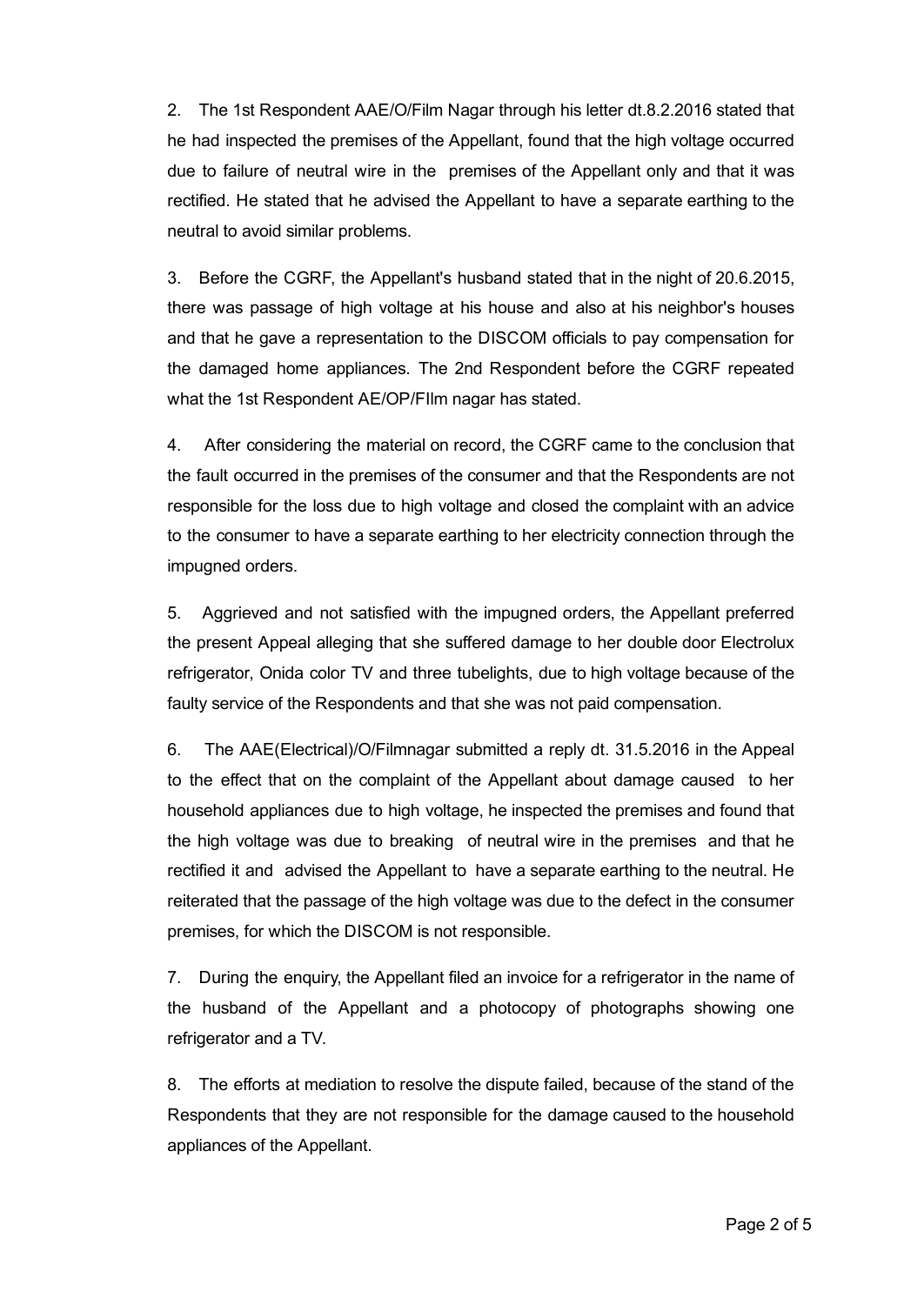2. The 1st Respondent AAE/O/Film Nagar through his letter dt.8.2.2016 stated that he had inspected the premises of the Appellant, found that the high voltage occurred due to failure of neutral wire in the premises of the Appellant only and that it was rectified. He stated that he advised the Appellant to have a separate earthing to the neutral to avoid similar problems.

3. Before the CGRF, the Appellant's husband stated that in the night of 20.6.2015, there was passage of high voltage at his house and also at his neighbor's houses and that he gave a representation to the DISCOM officials to pay compensation for the damaged home appliances. The 2nd Respondent before the CGRF repeated what the 1st Respondent AE/OP/FIlm nagar has stated.

4. After considering the material on record, the CGRF came to the conclusion that the fault occurred in the premises of the consumer and that the Respondents are not responsible for the loss due to high voltage and closed the complaint with an advice to the consumer to have a separate earthing to her electricity connection through the impugned orders.

5. Aggrieved and not satisfied with the impugned orders, the Appellant preferred the present Appeal alleging that she suffered damage to her double door Electrolux refrigerator, Onida color TV and three tubelights, due to high voltage because of the faulty service of the Respondents and that she was not paid compensation.

6. The AAE(Electrical)/O/Filmnagar submitted a reply dt. 31.5.2016 in the Appeal to the effect that on the complaint of the Appellant about damage caused to her household appliances due to high voltage, he inspected the premises and found that the high voltage was due to breaking of neutral wire in the premises and that he rectified it and advised the Appellant to have a separate earthing to the neutral. He reiterated that the passage of the high voltage was due to the defect in the consumer premises, for which the DISCOM is not responsible.

7. During the enquiry, the Appellant filed an invoice for a refrigerator in the name of the husband of the Appellant and a photocopy of photographs showing one refrigerator and a TV.

8. The efforts at mediation to resolve the dispute failed, because of the stand of the Respondents that they are not responsible for the damage caused to the household appliances of the Appellant.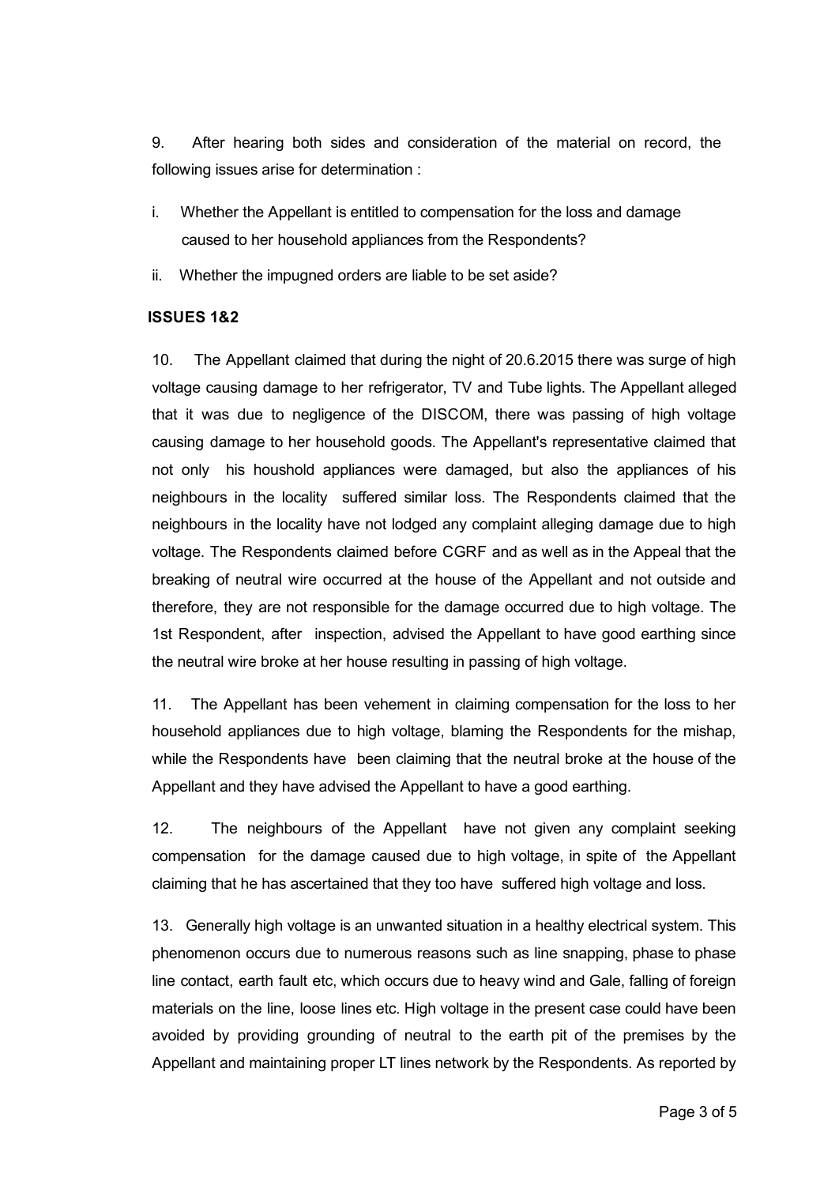9. After hearing both sides and consideration of the material on record, the following issues arise for determination :

i. Whether the Appellant is entitled to compensation for the loss and damage caused to her household appliances from the Respondents?

ii. Whether the impugned orders are liable to be set aside?

**ISSUES 1&2**

10. The Appellant claimed that during the night of 20.6.2015 there was surge of high voltage causing damage to her refrigerator, TV and Tube lights. The Appellant alleged that it was due to negligence of the DISCOM, there was passing of high voltage causing damage to her household goods. The Appellant's representative claimed that not only his houshold appliances were damaged, but also the appliances of his neighbours in the locality suffered similar loss. The Respondents claimed that the neighbours in the locality have not lodged any complaint alleging damage due to high voltage. The Respondents claimed before CGRF and as well as in the Appeal that the breaking of neutral wire occurred at the house of the Appellant and not outside and therefore, they are not responsible for the damage occurred due to high voltage. The 1st Respondent, after inspection, advised the Appellant to have good earthing since the neutral wire broke at her house resulting in passing of high voltage.

11. The Appellant has been vehement in claiming compensation for the loss to her household appliances due to high voltage, blaming the Respondents for the mishap, while the Respondents have been claiming that the neutral broke at the house of the Appellant and they have advised the Appellant to have a good earthing.

12. The neighbours of the Appellant have not given any complaint seeking compensation for the damage caused due to high voltage, in spite of the Appellant claiming that he has ascertained that they too have suffered high voltage and loss.

13. Generally high voltage is an unwanted situation in a healthy electrical system. This phenomenon occurs due to numerous reasons such as line snapping, phase to phase line contact, earth fault etc, which occurs due to heavy wind and Gale, falling of foreign materials on the line, loose lines etc. High voltage in the present case could have been avoided by providing grounding of neutral to the earth pit of the premises by the Appellant and maintaining proper LT lines network by the Respondents. As reported by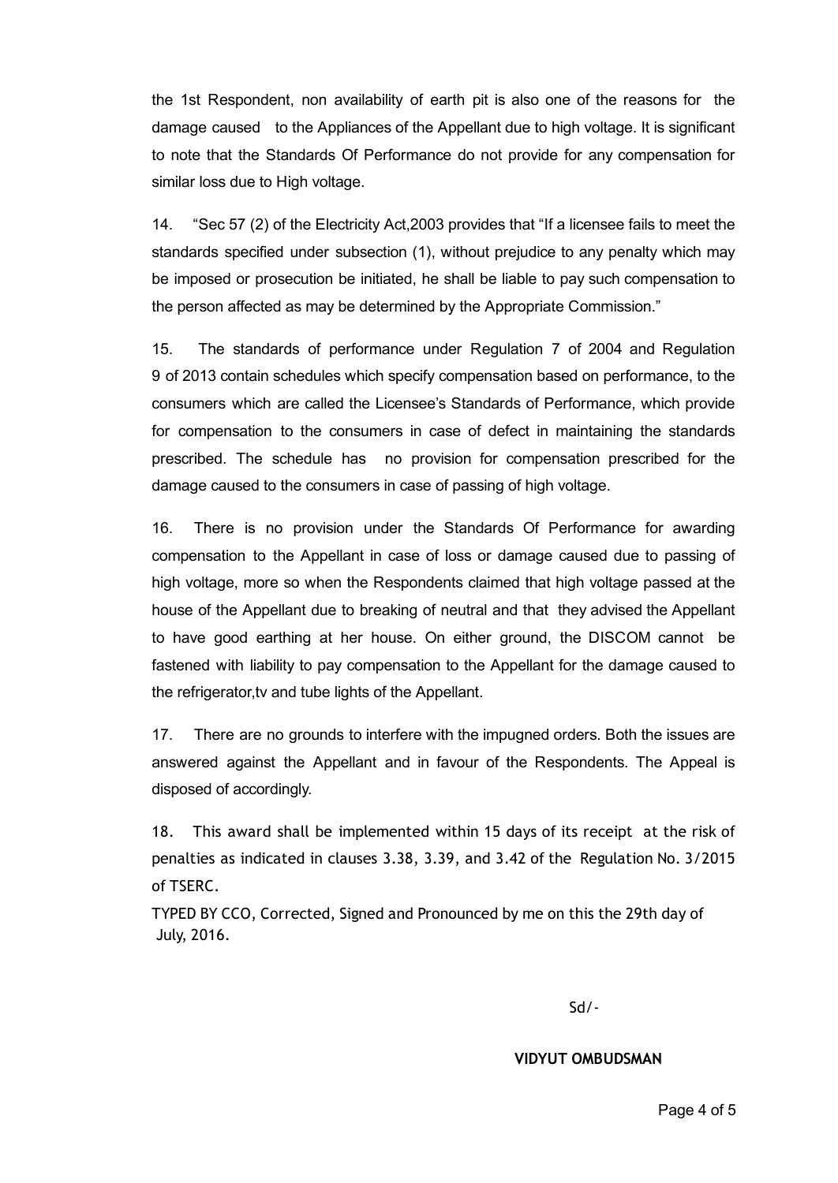the 1st Respondent, non availability of earth pit is also one of the reasons for the damage caused to the Appliances of the Appellant due to high voltage. It is significant to note that the Standards Of Performance do not provide for any compensation for similar loss due to High voltage.

14. "Sec 57 (2) of the Electricity Act,2003 provides that "If a licensee fails to meet the standards specified under subsection (1), without prejudice to any penalty which may be imposed or prosecution be initiated, he shall be liable to pay such compensation to the person affected as may be determined by the Appropriate Commission."

15. The standards of performance under Regulation 7 of 2004 and Regulation 9 of 2013 contain schedules which specify compensation based on performance, to the consumers which are called the Licensee's Standards of Performance, which provide for compensation to the consumers in case of defect in maintaining the standards prescribed. The schedule has no provision for compensation prescribed for the damage caused to the consumers in case of passing of high voltage.

16. There is no provision under the Standards Of Performance for awarding compensation to the Appellant in case of loss or damage caused due to passing of high voltage, more so when the Respondents claimed that high voltage passed at the house of the Appellant due to breaking of neutral and that they advised the Appellant to have good earthing at her house. On either ground, the DISCOM cannot be fastened with liability to pay compensation to the Appellant for the damage caused to the refrigerator,tv and tube lights of the Appellant.

17. There are no grounds to interfere with the impugned orders. Both the issues are answered against the Appellant and in favour of the Respondents. The Appeal is disposed of accordingly.

18. This award shall be implemented within 15 days of its receipt at the risk of penalties as indicated in clauses 3.38, 3.39, and 3.42 of the Regulation No. 3/2015 of TSERC.

TYPED BY CCO, Corrected, Signed and Pronounced by me on this the 29th day of July, 2016.

Sd/-

**VIDYUT OMBUDSMAN**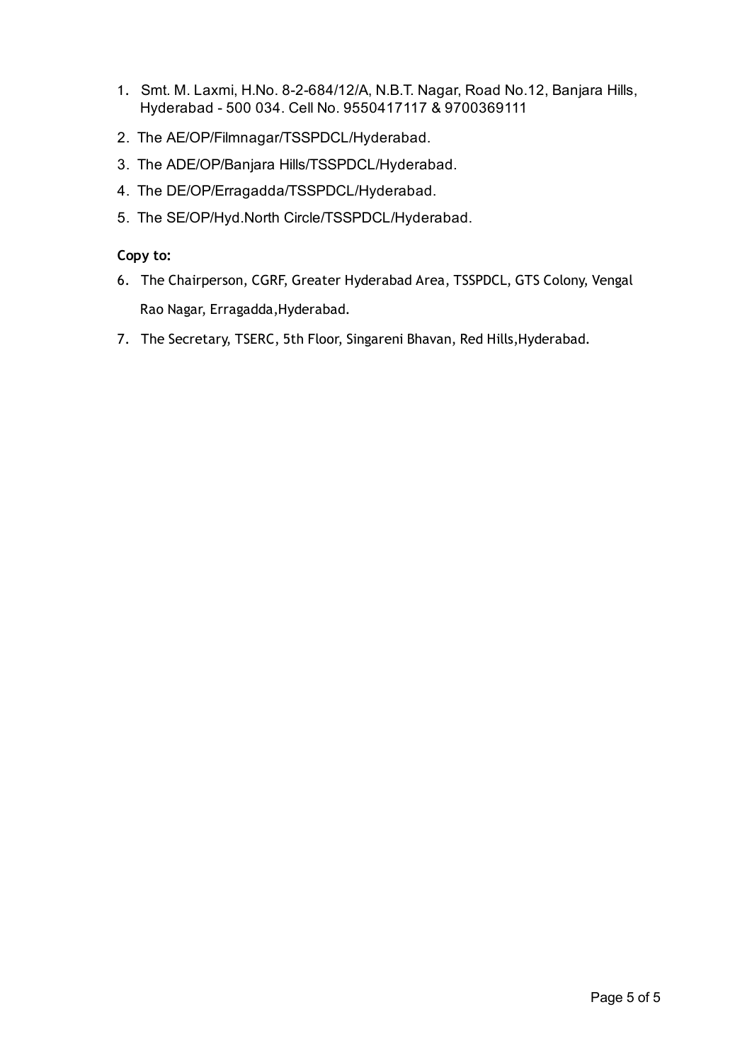1. Smt. M. Laxmi, H.No. 8-2-684/12/A, N.B.T. Nagar, Road No.12, Banjara Hills, Hyderabad - 500 034. Cell No. 9550417117 & 9700369111
2. The AE/OP/Filmnagar/TSSPDCL/Hyderabad.
3. The ADE/OP/Banjara Hills/TSSPDCL/Hyderabad.
4. The DE/OP/Erragadda/TSSPDCL/Hyderabad.
5. The SE/OP/Hyd.North Circle/TSSPDCL/Hyderabad.

**Copy to:**

6. The Chairperson, CGRF, Greater Hyderabad Area, TSSPDCL, GTS Colony, Vengal Rao Nagar, Erragadda,Hyderabad.
7. The Secretary, TSERC, 5th Floor, Singareni Bhavan, Red Hills,Hyderabad.